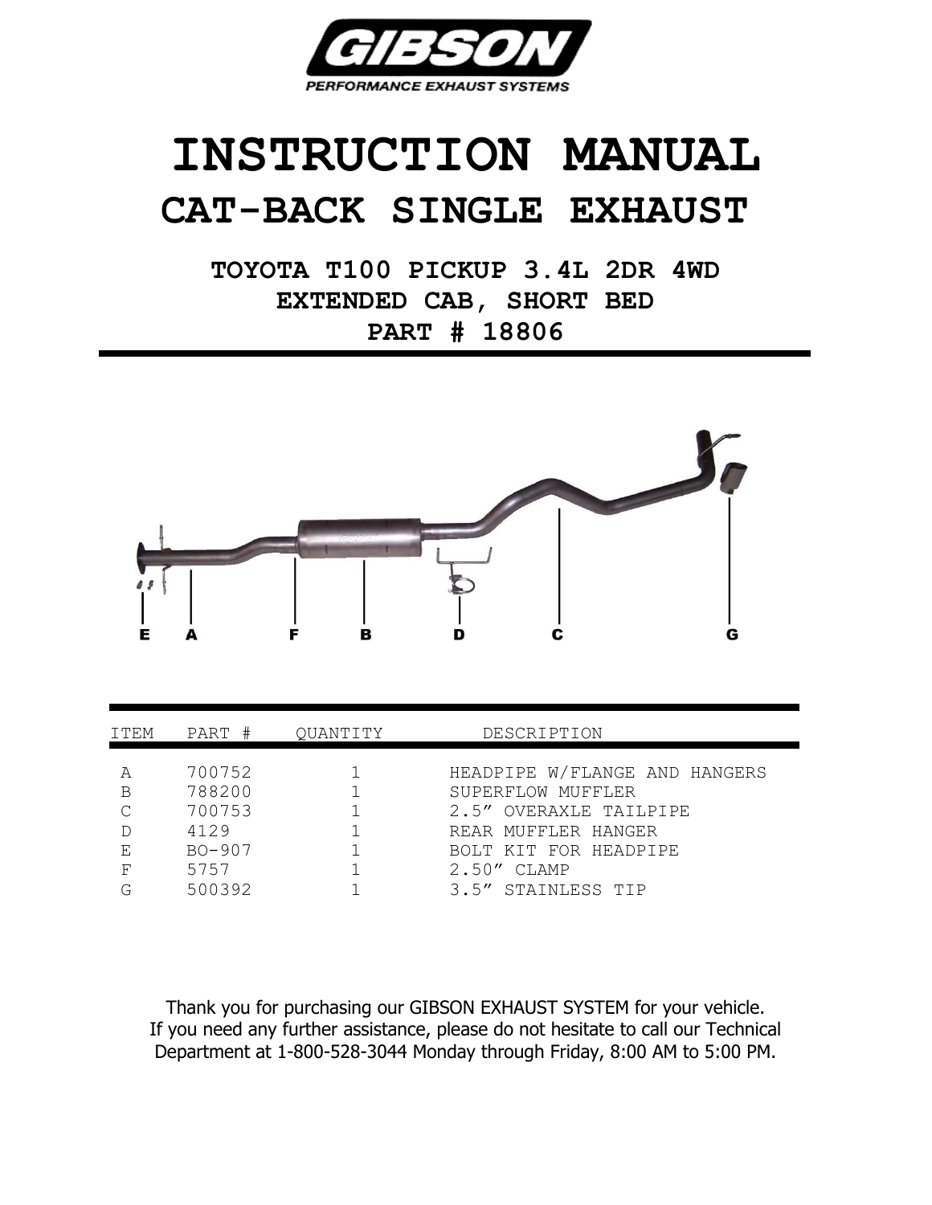GIBSON

PERFORMANCE EXHAUST SYSTEMS

# INSTRUCTION MANUAL

## CAT-BACK SINGLE EXHAUST

### TOYOTA T100 PICKUP 3.4L 2DR 4WD
### EXTENDED CAB, SHORT BED
### PART # 18806

E A F B D C G

| ITEM | PART # | QUANTITY | DESCRIPTION |
|---|---|---|---|
| A | 700752 | 1 | HEADPIPE W/FLANGE AND HANGERS |
| B | 788200 | 1 | SUPERFLOW MUFFLER |
| C | 700753 | 1 | 2.5” OVERAXLE TAILPIPE |
| D | 4129 | 1 | REAR MUFFLER HANGER |
| E | BO-907 | 1 | BOLT KIT FOR HEADPIPE |
| F | 5757 | 1 | 2.50” CLAMP |
| G | 500392 | 1 | 3.5” STAINLESS TIP |

Thank you for purchasing our GIBSON EXHAUST SYSTEM for your vehicle.
If you need any further assistance, please do not hesitate to call our Technical Department at 1-800-528-3044 Monday through Friday, 8:00 AM to 5:00 PM.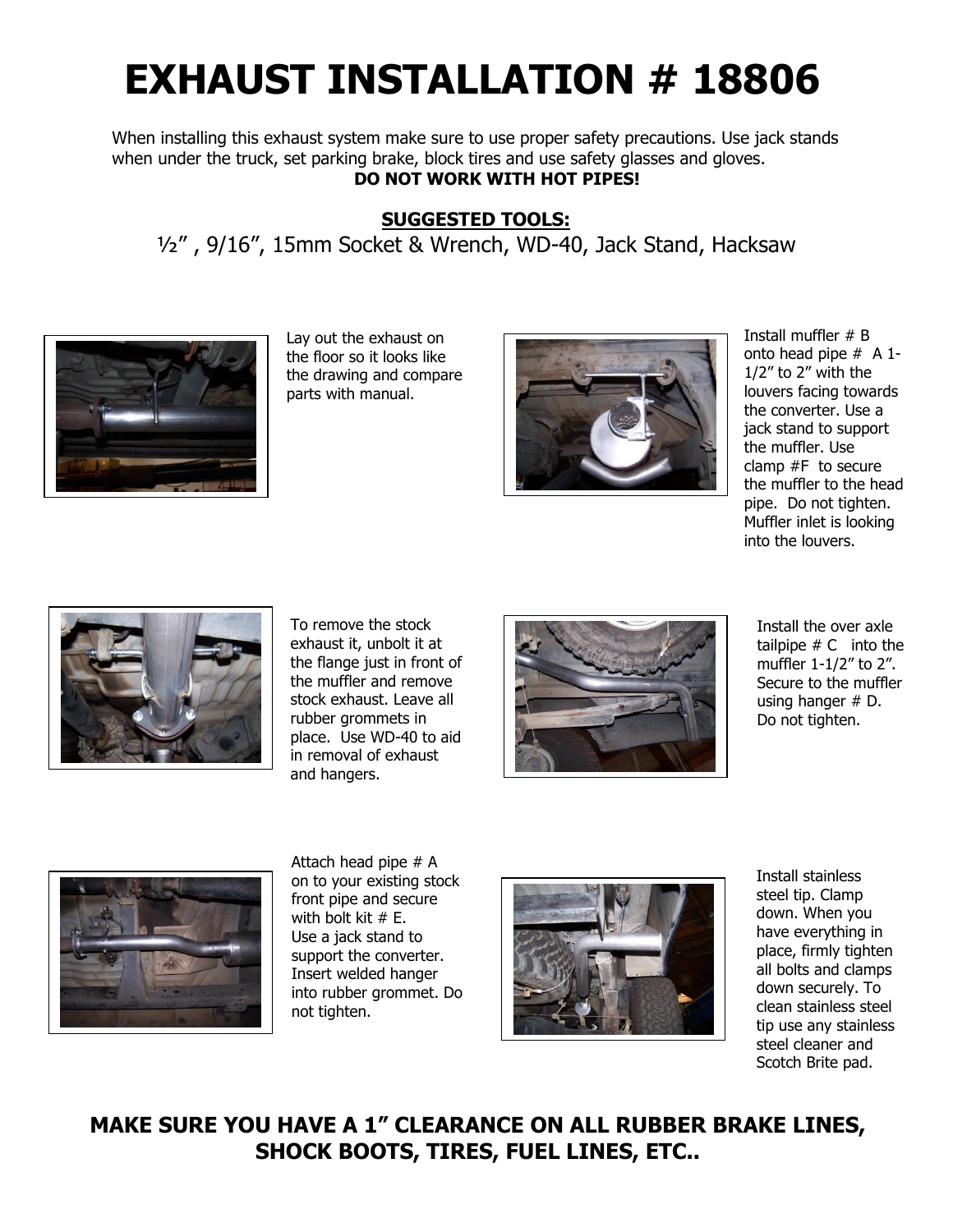# EXHAUST INSTALLATION # 18806

When installing this exhaust system make sure to use proper safety precautions. Use jack stands when under the truck, set parking brake, block tires and use safety glasses and gloves.

**DO NOT WORK WITH HOT PIPES!**

**SUGGESTED TOOLS:**

½" , 9/16", 15mm Socket & Wrench, WD-40, Jack Stand, Hacksaw

Lay out the exhaust on the floor so it looks like the drawing and compare parts with manual.

To remove the stock exhaust it, unbolt it at the flange just in front of the muffler and remove stock exhaust. Leave all rubber grommets in place. Use WD-40 to aid in removal of exhaust and hangers.

Attach head pipe # A on to your existing stock front pipe and secure with bolt kit # E. Use a jack stand to support the converter. Insert welded hanger into rubber grommet. Do not tighten.

Install muffler # B onto head pipe # A 1-1/2" to 2" with the louvers facing towards the converter. Use a jack stand to support the muffler. Use clamp #F to secure the muffler to the head pipe. Do not tighten. Muffler inlet is looking into the louvers.

Install the over axle tailpipe # C into the muffler 1-1/2" to 2". Secure to the muffler using hanger # D. Do not tighten.

Install stainless steel tip. Clamp down. When you have everything in place, firmly tighten all bolts and clamps down securely. To clean stainless steel tip use any stainless steel cleaner and Scotch Brite pad.

**MAKE SURE YOU HAVE A 1" CLEARANCE ON ALL RUBBER BRAKE LINES, SHOCK BOOTS, TIRES, FUEL LINES, ETC..**